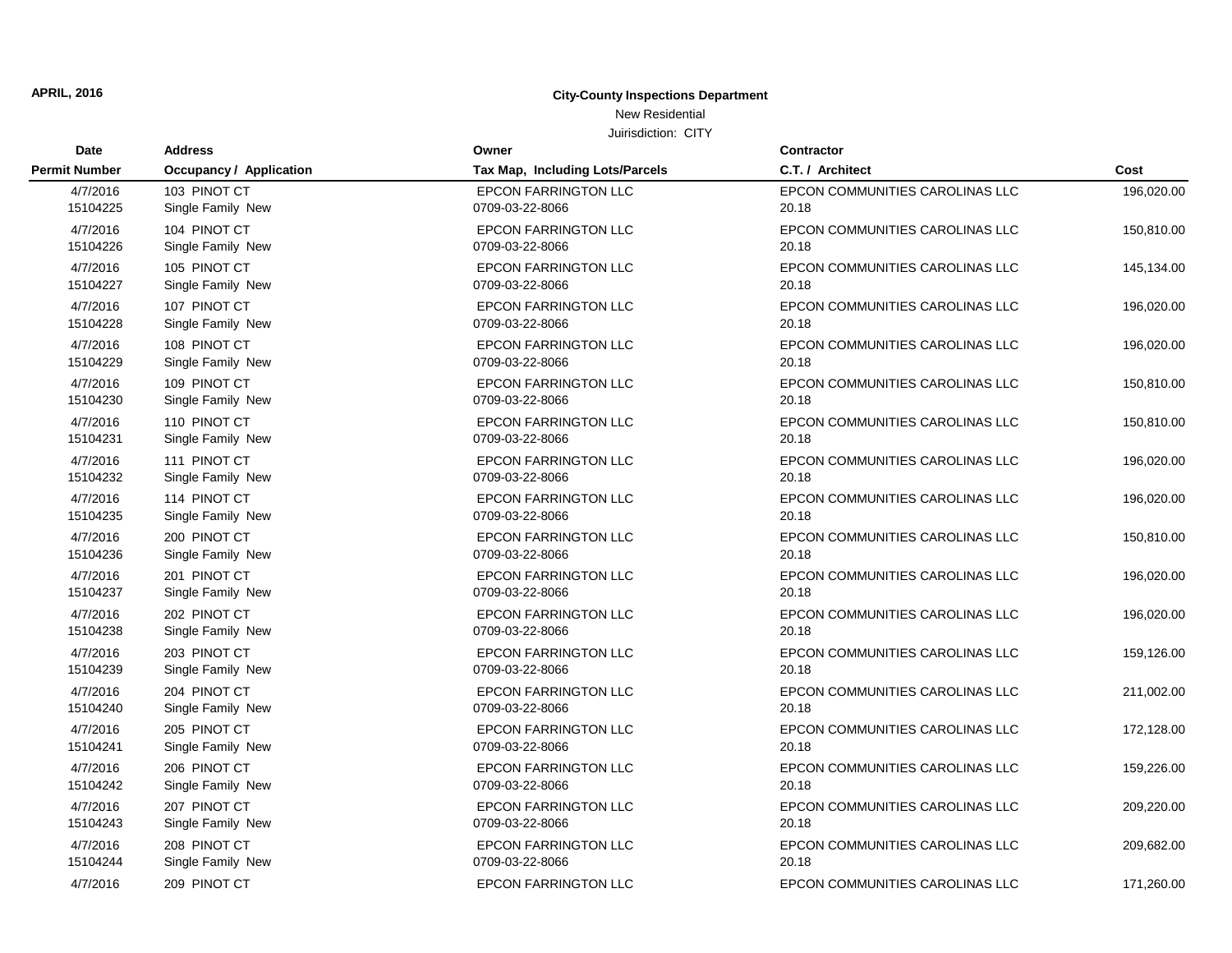APRIL, 2016

**City-County Inspections Department**

New Residential

Juirisdiction: CITY

| Date<br>Permit Number | Address<br>Occupancy / Application | Owner<br>Tax Map, Including Lots/Parcels | Contractor<br>C.T. / Architect | Cost |
|---|---|---|---|---|
| 4/7/2016<br>15104225 | 103 PINOT CT<br>Single Family New | EPCON FARRINGTON LLC<br>0709-03-22-8066 | EPCON COMMUNITIES CAROLINAS LLC<br>20.18 | 196,020.00 |
| 4/7/2016<br>15104226 | 104 PINOT CT<br>Single Family New | EPCON FARRINGTON LLC<br>0709-03-22-8066 | EPCON COMMUNITIES CAROLINAS LLC<br>20.18 | 150,810.00 |
| 4/7/2016<br>15104227 | 105 PINOT CT<br>Single Family New | EPCON FARRINGTON LLC<br>0709-03-22-8066 | EPCON COMMUNITIES CAROLINAS LLC<br>20.18 | 145,134.00 |
| 4/7/2016<br>15104228 | 107 PINOT CT<br>Single Family New | EPCON FARRINGTON LLC<br>0709-03-22-8066 | EPCON COMMUNITIES CAROLINAS LLC<br>20.18 | 196,020.00 |
| 4/7/2016<br>15104229 | 108 PINOT CT<br>Single Family New | EPCON FARRINGTON LLC<br>0709-03-22-8066 | EPCON COMMUNITIES CAROLINAS LLC<br>20.18 | 196,020.00 |
| 4/7/2016<br>15104230 | 109 PINOT CT<br>Single Family New | EPCON FARRINGTON LLC<br>0709-03-22-8066 | EPCON COMMUNITIES CAROLINAS LLC<br>20.18 | 150,810.00 |
| 4/7/2016<br>15104231 | 110 PINOT CT<br>Single Family New | EPCON FARRINGTON LLC<br>0709-03-22-8066 | EPCON COMMUNITIES CAROLINAS LLC<br>20.18 | 150,810.00 |
| 4/7/2016<br>15104232 | 111 PINOT CT<br>Single Family New | EPCON FARRINGTON LLC<br>0709-03-22-8066 | EPCON COMMUNITIES CAROLINAS LLC<br>20.18 | 196,020.00 |
| 4/7/2016<br>15104235 | 114 PINOT CT<br>Single Family New | EPCON FARRINGTON LLC<br>0709-03-22-8066 | EPCON COMMUNITIES CAROLINAS LLC<br>20.18 | 196,020.00 |
| 4/7/2016<br>15104236 | 200 PINOT CT<br>Single Family New | EPCON FARRINGTON LLC<br>0709-03-22-8066 | EPCON COMMUNITIES CAROLINAS LLC<br>20.18 | 150,810.00 |
| 4/7/2016<br>15104237 | 201 PINOT CT<br>Single Family New | EPCON FARRINGTON LLC<br>0709-03-22-8066 | EPCON COMMUNITIES CAROLINAS LLC<br>20.18 | 196,020.00 |
| 4/7/2016<br>15104238 | 202 PINOT CT<br>Single Family New | EPCON FARRINGTON LLC<br>0709-03-22-8066 | EPCON COMMUNITIES CAROLINAS LLC<br>20.18 | 196,020.00 |
| 4/7/2016<br>15104239 | 203 PINOT CT<br>Single Family New | EPCON FARRINGTON LLC<br>0709-03-22-8066 | EPCON COMMUNITIES CAROLINAS LLC<br>20.18 | 159,126.00 |
| 4/7/2016<br>15104240 | 204 PINOT CT<br>Single Family New | EPCON FARRINGTON LLC<br>0709-03-22-8066 | EPCON COMMUNITIES CAROLINAS LLC<br>20.18 | 211,002.00 |
| 4/7/2016<br>15104241 | 205 PINOT CT<br>Single Family New | EPCON FARRINGTON LLC<br>0709-03-22-8066 | EPCON COMMUNITIES CAROLINAS LLC<br>20.18 | 172,128.00 |
| 4/7/2016<br>15104242 | 206 PINOT CT<br>Single Family New | EPCON FARRINGTON LLC<br>0709-03-22-8066 | EPCON COMMUNITIES CAROLINAS LLC<br>20.18 | 159,226.00 |
| 4/7/2016<br>15104243 | 207 PINOT CT<br>Single Family New | EPCON FARRINGTON LLC<br>0709-03-22-8066 | EPCON COMMUNITIES CAROLINAS LLC<br>20.18 | 209,220.00 |
| 4/7/2016<br>15104244 | 208 PINOT CT<br>Single Family New | EPCON FARRINGTON LLC<br>0709-03-22-8066 | EPCON COMMUNITIES CAROLINAS LLC<br>20.18 | 209,682.00 |
| 4/7/2016 | 209 PINOT CT | EPCON FARRINGTON LLC | EPCON COMMUNITIES CAROLINAS LLC | 171,260.00 |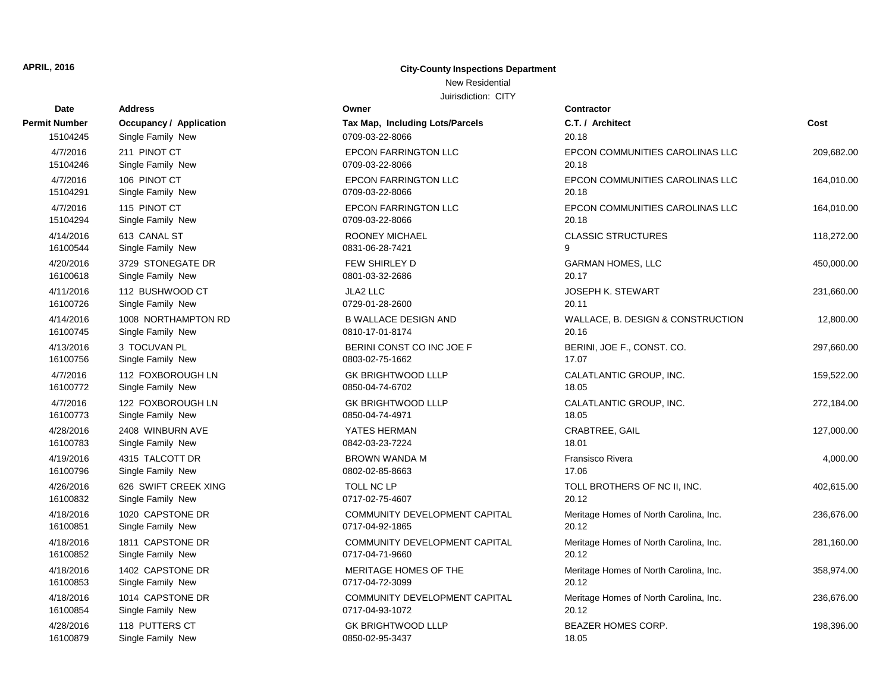**APRIL, 2016**

**City-County Inspections Department**

New Residential

Juirisdiction: CITY

| Date / Permit Number | Address / Occupancy / Application | Owner / Tax Map, Including Lots/Parcels | Contractor / C.T. / Architect | Cost |
|---|---|---|---|---|
| 15104245 | Single Family New | 0709-03-22-8066 | 20.18 | |
| 4/7/2016 | 211 PINOT CT | EPCON FARRINGTON LLC | EPCON COMMUNITIES CAROLINAS LLC | 209,682.00 |
| 15104246 | Single Family New | 0709-03-22-8066 | 20.18 | |
| 4/7/2016 | 106 PINOT CT | EPCON FARRINGTON LLC | EPCON COMMUNITIES CAROLINAS LLC | 164,010.00 |
| 15104291 | Single Family New | 0709-03-22-8066 | 20.18 | |
| 4/7/2016 | 115 PINOT CT | EPCON FARRINGTON LLC | EPCON COMMUNITIES CAROLINAS LLC | 164,010.00 |
| 15104294 | Single Family New | 0709-03-22-8066 | 20.18 | |
| 4/14/2016 | 613 CANAL ST | ROONEY MICHAEL | CLASSIC STRUCTURES | 118,272.00 |
| 16100544 | Single Family New | 0831-06-28-7421 | 9 | |
| 4/20/2016 | 3729 STONEGATE DR | FEW SHIRLEY D | GARMAN HOMES, LLC | 450,000.00 |
| 16100618 | Single Family New | 0801-03-32-2686 | 20.17 | |
| 4/11/2016 | 112 BUSHWOOD CT | JLA2 LLC | JOSEPH K. STEWART | 231,660.00 |
| 16100726 | Single Family New | 0729-01-28-2600 | 20.11 | |
| 4/14/2016 | 1008 NORTHAMPTON RD | B WALLACE DESIGN AND | WALLACE, B. DESIGN & CONSTRUCTION | 12,800.00 |
| 16100745 | Single Family New | 0810-17-01-8174 | 20.16 | |
| 4/13/2016 | 3 TOCUVAN PL | BERINI CONST CO INC JOE F | BERINI, JOE F., CONST. CO. | 297,660.00 |
| 16100756 | Single Family New | 0803-02-75-1662 | 17.07 | |
| 4/7/2016 | 112 FOXBOROUGH LN | GK BRIGHTWOOD LLLP | CALATLANTIC GROUP, INC. | 159,522.00 |
| 16100772 | Single Family New | 0850-04-74-6702 | 18.05 | |
| 4/7/2016 | 122 FOXBOROUGH LN | GK BRIGHTWOOD LLLP | CALATLANTIC GROUP, INC. | 272,184.00 |
| 16100773 | Single Family New | 0850-04-74-4971 | 18.05 | |
| 4/28/2016 | 2408 WINBURN AVE | YATES HERMAN | CRABTREE, GAIL | 127,000.00 |
| 16100783 | Single Family New | 0842-03-23-7224 | 18.01 | |
| 4/19/2016 | 4315 TALCOTT DR | BROWN WANDA M | Fransisco Rivera | 4,000.00 |
| 16100796 | Single Family New | 0802-02-85-8663 | 17.06 | |
| 4/26/2016 | 626 SWIFT CREEK XING | TOLL NC LP | TOLL BROTHERS OF NC II, INC. | 402,615.00 |
| 16100832 | Single Family New | 0717-02-75-4607 | 20.12 | |
| 4/18/2016 | 1020 CAPSTONE DR | COMMUNITY DEVELOPMENT CAPITAL | Meritage Homes of North Carolina, Inc. | 236,676.00 |
| 16100851 | Single Family New | 0717-04-92-1865 | 20.12 | |
| 4/18/2016 | 1811 CAPSTONE DR | COMMUNITY DEVELOPMENT CAPITAL | Meritage Homes of North Carolina, Inc. | 281,160.00 |
| 16100852 | Single Family New | 0717-04-71-9660 | 20.12 | |
| 4/18/2016 | 1402 CAPSTONE DR | MERITAGE HOMES OF THE | Meritage Homes of North Carolina, Inc. | 358,974.00 |
| 16100853 | Single Family New | 0717-04-72-3099 | 20.12 | |
| 4/18/2016 | 1014 CAPSTONE DR | COMMUNITY DEVELOPMENT CAPITAL | Meritage Homes of North Carolina, Inc. | 236,676.00 |
| 16100854 | Single Family New | 0717-04-93-1072 | 20.12 | |
| 4/28/2016 | 118 PUTTERS CT | GK BRIGHTWOOD LLLP | BEAZER HOMES CORP. | 198,396.00 |
| 16100879 | Single Family New | 0850-02-95-3437 | 18.05 | |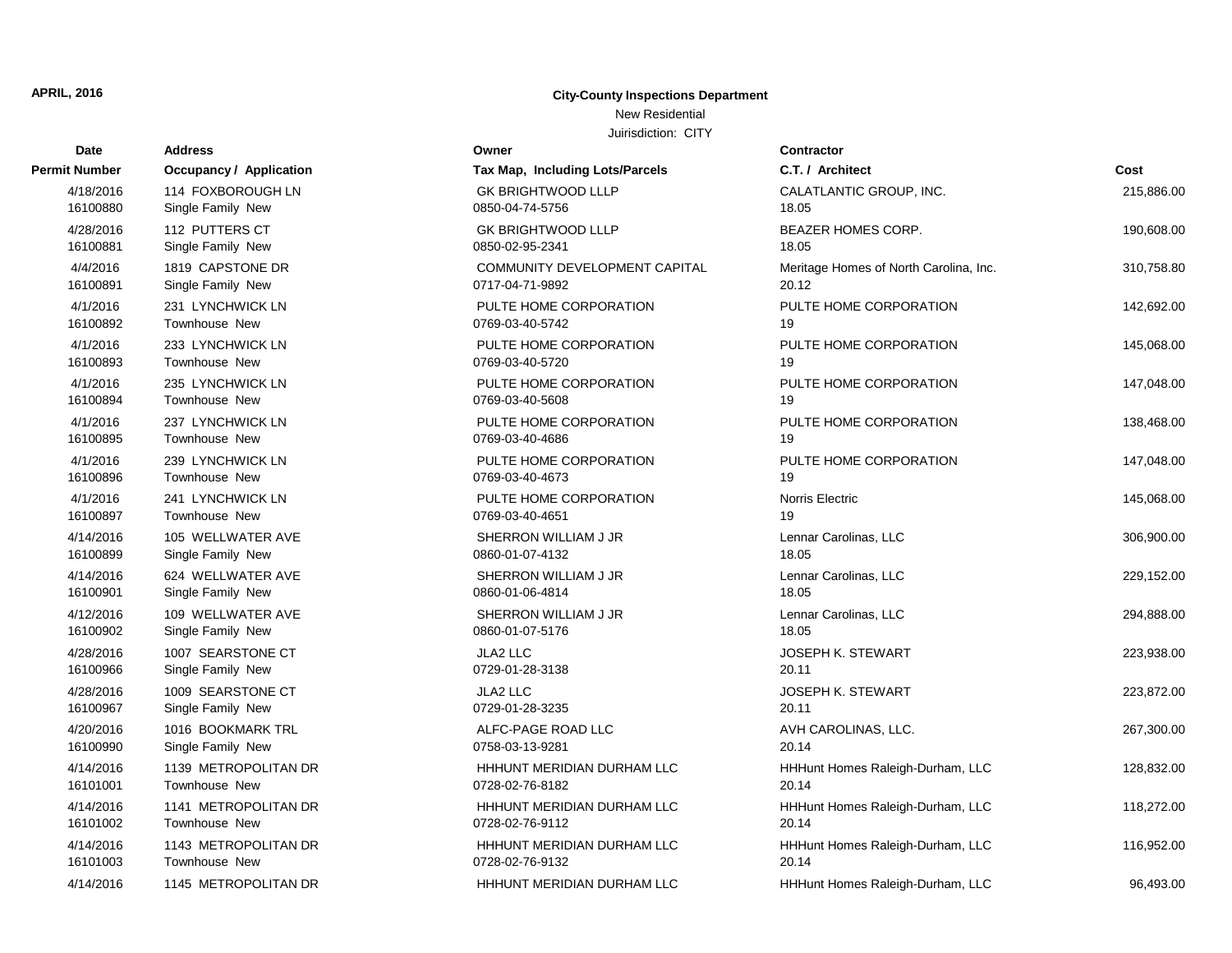**APRIL, 2016**

**City-County Inspections Department**

New Residential

Juirisdiction: CITY

| Date / Permit Number | Address / Occupancy / Application | Owner / Tax Map, Including Lots/Parcels | Contractor / C.T. / Architect | Cost |
|---|---|---|---|---|
| 4/18/2016<br>16100880 | 114 FOXBOROUGH LN<br>Single Family New | GK BRIGHTWOOD LLLP<br>0850-04-74-5756 | CALATLANTIC GROUP, INC.<br>18.05 | 215,886.00 |
| 4/28/2016<br>16100881 | 112 PUTTERS CT<br>Single Family New | GK BRIGHTWOOD LLLP<br>0850-02-95-2341 | BEAZER HOMES CORP.<br>18.05 | 190,608.00 |
| 4/4/2016<br>16100891 | 1819 CAPSTONE DR<br>Single Family New | COMMUNITY DEVELOPMENT CAPITAL<br>0717-04-71-9892 | Meritage Homes of North Carolina, Inc.<br>20.12 | 310,758.80 |
| 4/1/2016<br>16100892 | 231 LYNCHWICK LN<br>Townhouse New | PULTE HOME CORPORATION<br>0769-03-40-5742 | PULTE HOME CORPORATION<br>19 | 142,692.00 |
| 4/1/2016<br>16100893 | 233 LYNCHWICK LN<br>Townhouse New | PULTE HOME CORPORATION<br>0769-03-40-5720 | PULTE HOME CORPORATION<br>19 | 145,068.00 |
| 4/1/2016<br>16100894 | 235 LYNCHWICK LN<br>Townhouse New | PULTE HOME CORPORATION<br>0769-03-40-5608 | PULTE HOME CORPORATION<br>19 | 147,048.00 |
| 4/1/2016<br>16100895 | 237 LYNCHWICK LN<br>Townhouse New | PULTE HOME CORPORATION<br>0769-03-40-4686 | PULTE HOME CORPORATION<br>19 | 138,468.00 |
| 4/1/2016<br>16100896 | 239 LYNCHWICK LN<br>Townhouse New | PULTE HOME CORPORATION<br>0769-03-40-4673 | PULTE HOME CORPORATION<br>19 | 147,048.00 |
| 4/1/2016<br>16100897 | 241 LYNCHWICK LN<br>Townhouse New | PULTE HOME CORPORATION<br>0769-03-40-4651 | Norris Electric<br>19 | 145,068.00 |
| 4/14/2016<br>16100899 | 105 WELLWATER AVE<br>Single Family New | SHERRON WILLIAM J JR<br>0860-01-07-4132 | Lennar Carolinas, LLC<br>18.05 | 306,900.00 |
| 4/14/2016<br>16100901 | 624 WELLWATER AVE<br>Single Family New | SHERRON WILLIAM J JR<br>0860-01-06-4814 | Lennar Carolinas, LLC<br>18.05 | 229,152.00 |
| 4/12/2016<br>16100902 | 109 WELLWATER AVE<br>Single Family New | SHERRON WILLIAM J JR<br>0860-01-07-5176 | Lennar Carolinas, LLC<br>18.05 | 294,888.00 |
| 4/28/2016<br>16100966 | 1007 SEARSTONE CT<br>Single Family New | JLA2 LLC<br>0729-01-28-3138 | JOSEPH K. STEWART<br>20.11 | 223,938.00 |
| 4/28/2016<br>16100967 | 1009 SEARSTONE CT<br>Single Family New | JLA2 LLC<br>0729-01-28-3235 | JOSEPH K. STEWART<br>20.11 | 223,872.00 |
| 4/20/2016<br>16100990 | 1016 BOOKMARK TRL<br>Single Family New | ALFC-PAGE ROAD LLC<br>0758-03-13-9281 | AVH CAROLINAS, LLC.<br>20.14 | 267,300.00 |
| 4/14/2016<br>16101001 | 1139 METROPOLITAN DR<br>Townhouse New | HHHUNT MERIDIAN DURHAM LLC<br>0728-02-76-8182 | HHHunt Homes Raleigh-Durham, LLC<br>20.14 | 128,832.00 |
| 4/14/2016<br>16101002 | 1141 METROPOLITAN DR<br>Townhouse New | HHHUNT MERIDIAN DURHAM LLC<br>0728-02-76-9112 | HHHunt Homes Raleigh-Durham, LLC<br>20.14 | 118,272.00 |
| 4/14/2016<br>16101003 | 1143 METROPOLITAN DR<br>Townhouse New | HHHUNT MERIDIAN DURHAM LLC<br>0728-02-76-9132 | HHHunt Homes Raleigh-Durham, LLC<br>20.14 | 116,952.00 |
| 4/14/2016 | 1145 METROPOLITAN DR | HHHUNT MERIDIAN DURHAM LLC | HHHunt Homes Raleigh-Durham, LLC | 96,493.00 |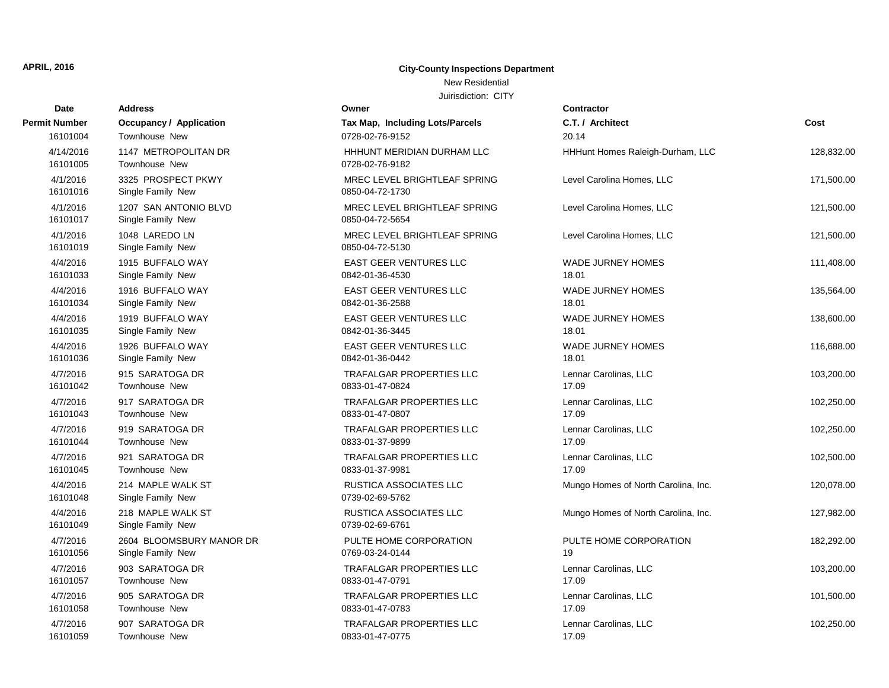APRIL, 2016

**City-County Inspections Department**

New Residential

Juirisdiction: CITY

| Date<br>Permit Number | Address<br>Occupancy / Application | Owner<br>Tax Map, Including Lots/Parcels | Contractor<br>C.T. / Architect | Cost |
|---|---|---|---|---|
| 16101004 | Townhouse New | 0728-02-76-9152 | 20.14 | |
| 4/14/2016<br>16101005 | 1147 METROPOLITAN DR<br>Townhouse New | HHHUNT MERIDIAN DURHAM LLC<br>0728-02-76-9182 | HHHunt Homes Raleigh-Durham, LLC | 128,832.00 |
| 4/1/2016<br>16101016 | 3325 PROSPECT PKWY<br>Single Family New | MREC LEVEL BRIGHTLEAF SPRING<br>0850-04-72-1730 | Level Carolina Homes, LLC | 171,500.00 |
| 4/1/2016<br>16101017 | 1207 SAN ANTONIO BLVD<br>Single Family New | MREC LEVEL BRIGHTLEAF SPRING<br>0850-04-72-5654 | Level Carolina Homes, LLC | 121,500.00 |
| 4/1/2016<br>16101019 | 1048 LAREDO LN<br>Single Family New | MREC LEVEL BRIGHTLEAF SPRING<br>0850-04-72-5130 | Level Carolina Homes, LLC | 121,500.00 |
| 4/4/2016<br>16101033 | 1915 BUFFALO WAY<br>Single Family New | EAST GEER VENTURES LLC<br>0842-01-36-4530 | WADE JURNEY HOMES<br>18.01 | 111,408.00 |
| 4/4/2016<br>16101034 | 1916 BUFFALO WAY<br>Single Family New | EAST GEER VENTURES LLC<br>0842-01-36-2588 | WADE JURNEY HOMES<br>18.01 | 135,564.00 |
| 4/4/2016<br>16101035 | 1919 BUFFALO WAY<br>Single Family New | EAST GEER VENTURES LLC<br>0842-01-36-3445 | WADE JURNEY HOMES<br>18.01 | 138,600.00 |
| 4/4/2016<br>16101036 | 1926 BUFFALO WAY<br>Single Family New | EAST GEER VENTURES LLC<br>0842-01-36-0442 | WADE JURNEY HOMES<br>18.01 | 116,688.00 |
| 4/7/2016<br>16101042 | 915 SARATOGA DR<br>Townhouse New | TRAFALGAR PROPERTIES LLC<br>0833-01-47-0824 | Lennar Carolinas, LLC<br>17.09 | 103,200.00 |
| 4/7/2016<br>16101043 | 917 SARATOGA DR<br>Townhouse New | TRAFALGAR PROPERTIES LLC<br>0833-01-47-0807 | Lennar Carolinas, LLC<br>17.09 | 102,250.00 |
| 4/7/2016<br>16101044 | 919 SARATOGA DR<br>Townhouse New | TRAFALGAR PROPERTIES LLC<br>0833-01-37-9899 | Lennar Carolinas, LLC<br>17.09 | 102,250.00 |
| 4/7/2016<br>16101045 | 921 SARATOGA DR<br>Townhouse New | TRAFALGAR PROPERTIES LLC<br>0833-01-37-9981 | Lennar Carolinas, LLC<br>17.09 | 102,500.00 |
| 4/4/2016<br>16101048 | 214 MAPLE WALK ST<br>Single Family New | RUSTICA ASSOCIATES LLC<br>0739-02-69-5762 | Mungo Homes of North Carolina, Inc. | 120,078.00 |
| 4/4/2016<br>16101049 | 218 MAPLE WALK ST<br>Single Family New | RUSTICA ASSOCIATES LLC<br>0739-02-69-6761 | Mungo Homes of North Carolina, Inc. | 127,982.00 |
| 4/7/2016<br>16101056 | 2604 BLOOMSBURY MANOR DR<br>Single Family New | PULTE HOME CORPORATION<br>0769-03-24-0144 | PULTE HOME CORPORATION<br>19 | 182,292.00 |
| 4/7/2016<br>16101057 | 903 SARATOGA DR<br>Townhouse New | TRAFALGAR PROPERTIES LLC<br>0833-01-47-0791 | Lennar Carolinas, LLC<br>17.09 | 103,200.00 |
| 4/7/2016<br>16101058 | 905 SARATOGA DR<br>Townhouse New | TRAFALGAR PROPERTIES LLC<br>0833-01-47-0783 | Lennar Carolinas, LLC<br>17.09 | 101,500.00 |
| 4/7/2016<br>16101059 | 907 SARATOGA DR<br>Townhouse New | TRAFALGAR PROPERTIES LLC<br>0833-01-47-0775 | Lennar Carolinas, LLC<br>17.09 | 102,250.00 |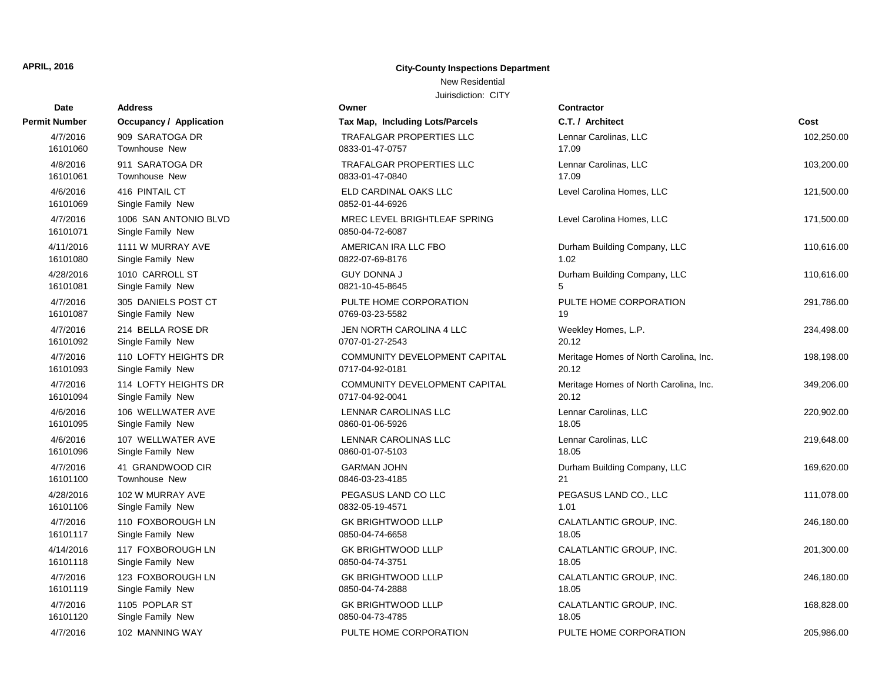**APRIL, 2016**

**City-County Inspections Department**

New Residential

Juirisdiction: CITY

| Date / Permit Number | Address / Occupancy / Application | Owner / Tax Map, Including Lots/Parcels | Contractor / C.T. / Architect | Cost |
|---|---|---|---|---|
| 4/7/2016<br>16101060 | 909 SARATOGA DR<br>Townhouse New | TRAFALGAR PROPERTIES LLC<br>0833-01-47-0757 | Lennar Carolinas, LLC<br>17.09 | 102,250.00 |
| 4/8/2016<br>16101061 | 911 SARATOGA DR<br>Townhouse New | TRAFALGAR PROPERTIES LLC<br>0833-01-47-0840 | Lennar Carolinas, LLC<br>17.09 | 103,200.00 |
| 4/6/2016<br>16101069 | 416 PINTAIL CT<br>Single Family New | ELD CARDINAL OAKS LLC<br>0852-01-44-6926 | Level Carolina Homes, LLC | 121,500.00 |
| 4/7/2016<br>16101071 | 1006 SAN ANTONIO BLVD<br>Single Family New | MREC LEVEL BRIGHTLEAF SPRING<br>0850-04-72-6087 | Level Carolina Homes, LLC | 171,500.00 |
| 4/11/2016<br>16101080 | 1111 W MURRAY AVE<br>Single Family New | AMERICAN IRA LLC FBO<br>0822-07-69-8176 | Durham Building Company, LLC<br>1.02 | 110,616.00 |
| 4/28/2016<br>16101081 | 1010 CARROLL ST<br>Single Family New | GUY DONNA J<br>0821-10-45-8645 | Durham Building Company, LLC<br>5 | 110,616.00 |
| 4/7/2016<br>16101087 | 305 DANIELS POST CT<br>Single Family New | PULTE HOME CORPORATION<br>0769-03-23-5582 | PULTE HOME CORPORATION<br>19 | 291,786.00 |
| 4/7/2016<br>16101092 | 214 BELLA ROSE DR<br>Single Family New | JEN NORTH CAROLINA 4 LLC<br>0707-01-27-2543 | Weekley Homes, L.P.<br>20.12 | 234,498.00 |
| 4/7/2016<br>16101093 | 110 LOFTY HEIGHTS DR<br>Single Family New | COMMUNITY DEVELOPMENT CAPITAL<br>0717-04-92-0181 | Meritage Homes of North Carolina, Inc.<br>20.12 | 198,198.00 |
| 4/7/2016<br>16101094 | 114 LOFTY HEIGHTS DR<br>Single Family New | COMMUNITY DEVELOPMENT CAPITAL<br>0717-04-92-0041 | Meritage Homes of North Carolina, Inc.<br>20.12 | 349,206.00 |
| 4/6/2016<br>16101095 | 106 WELLWATER AVE<br>Single Family New | LENNAR CAROLINAS LLC<br>0860-01-06-5926 | Lennar Carolinas, LLC<br>18.05 | 220,902.00 |
| 4/6/2016<br>16101096 | 107 WELLWATER AVE<br>Single Family New | LENNAR CAROLINAS LLC<br>0860-01-07-5103 | Lennar Carolinas, LLC<br>18.05 | 219,648.00 |
| 4/7/2016<br>16101100 | 41 GRANDWOOD CIR<br>Townhouse New | GARMAN JOHN<br>0846-03-23-4185 | Durham Building Company, LLC<br>21 | 169,620.00 |
| 4/28/2016<br>16101106 | 102 W MURRAY AVE<br>Single Family New | PEGASUS LAND CO LLC<br>0832-05-19-4571 | PEGASUS LAND CO., LLC<br>1.01 | 111,078.00 |
| 4/7/2016<br>16101117 | 110 FOXBOROUGH LN<br>Single Family New | GK BRIGHTWOOD LLLP<br>0850-04-74-6658 | CALATLANTIC GROUP, INC.<br>18.05 | 246,180.00 |
| 4/14/2016<br>16101118 | 117 FOXBOROUGH LN<br>Single Family New | GK BRIGHTWOOD LLLP<br>0850-04-74-3751 | CALATLANTIC GROUP, INC.<br>18.05 | 201,300.00 |
| 4/7/2016<br>16101119 | 123 FOXBOROUGH LN<br>Single Family New | GK BRIGHTWOOD LLLP<br>0850-04-74-2888 | CALATLANTIC GROUP, INC.<br>18.05 | 246,180.00 |
| 4/7/2016<br>16101120 | 1105 POPLAR ST<br>Single Family New | GK BRIGHTWOOD LLLP<br>0850-04-73-4785 | CALATLANTIC GROUP, INC.<br>18.05 | 168,828.00 |
| 4/7/2016 | 102 MANNING WAY | PULTE HOME CORPORATION | PULTE HOME CORPORATION | 205,986.00 |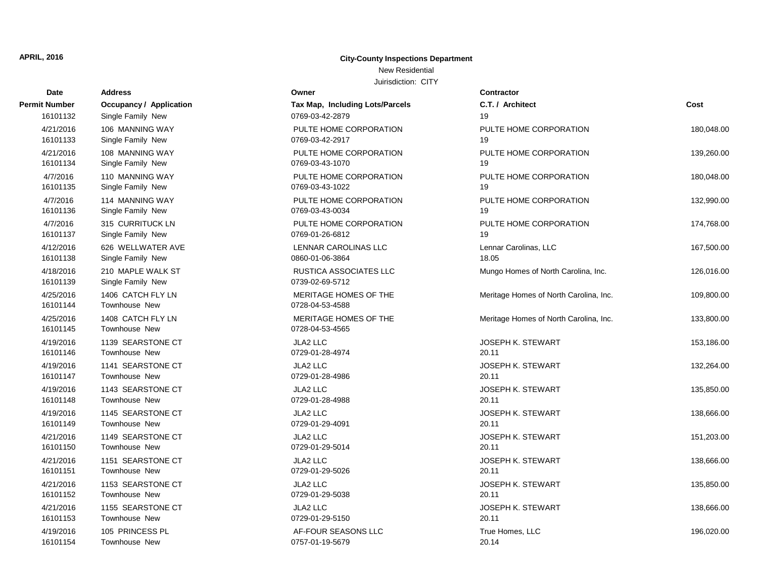**APRIL, 2016**

**City-County Inspections Department**

New Residential

Juirisdiction: CITY

| Date<br>Permit Number | Address<br>Occupancy / Application | Owner<br>Tax Map, Including Lots/Parcels | Contractor<br>C.T. / Architect | Cost |
|---|---|---|---|---|
| 16101132 | Single Family New | 0769-03-42-2879 | 19 | |
| 4/21/2016 | 106 MANNING WAY | PULTE HOME CORPORATION | PULTE HOME CORPORATION | 180,048.00 |
| 16101133 | Single Family New | 0769-03-42-2917 | 19 | |
| 4/21/2016 | 108 MANNING WAY | PULTE HOME CORPORATION | PULTE HOME CORPORATION | 139,260.00 |
| 16101134 | Single Family New | 0769-03-43-1070 | 19 | |
| 4/7/2016 | 110 MANNING WAY | PULTE HOME CORPORATION | PULTE HOME CORPORATION | 180,048.00 |
| 16101135 | Single Family New | 0769-03-43-1022 | 19 | |
| 4/7/2016 | 114 MANNING WAY | PULTE HOME CORPORATION | PULTE HOME CORPORATION | 132,990.00 |
| 16101136 | Single Family New | 0769-03-43-0034 | 19 | |
| 4/7/2016 | 315 CURRITUCK LN | PULTE HOME CORPORATION | PULTE HOME CORPORATION | 174,768.00 |
| 16101137 | Single Family New | 0769-01-26-6812 | 19 | |
| 4/12/2016 | 626 WELLWATER AVE | LENNAR CAROLINAS LLC | Lennar Carolinas, LLC | 167,500.00 |
| 16101138 | Single Family New | 0860-01-06-3864 | 18.05 | |
| 4/18/2016 | 210 MAPLE WALK ST | RUSTICA ASSOCIATES LLC | Mungo Homes of North Carolina, Inc. | 126,016.00 |
| 16101139 | Single Family New | 0739-02-69-5712 | | |
| 4/25/2016 | 1406 CATCH FLY LN | MERITAGE HOMES OF THE | Meritage Homes of North Carolina, Inc. | 109,800.00 |
| 16101144 | Townhouse New | 0728-04-53-4588 | | |
| 4/25/2016 | 1408 CATCH FLY LN | MERITAGE HOMES OF THE | Meritage Homes of North Carolina, Inc. | 133,800.00 |
| 16101145 | Townhouse New | 0728-04-53-4565 | | |
| 4/19/2016 | 1139 SEARSTONE CT | JLA2 LLC | JOSEPH K. STEWART | 153,186.00 |
| 16101146 | Townhouse New | 0729-01-28-4974 | 20.11 | |
| 4/19/2016 | 1141 SEARSTONE CT | JLA2 LLC | JOSEPH K. STEWART | 132,264.00 |
| 16101147 | Townhouse New | 0729-01-28-4986 | 20.11 | |
| 4/19/2016 | 1143 SEARSTONE CT | JLA2 LLC | JOSEPH K. STEWART | 135,850.00 |
| 16101148 | Townhouse New | 0729-01-28-4988 | 20.11 | |
| 4/19/2016 | 1145 SEARSTONE CT | JLA2 LLC | JOSEPH K. STEWART | 138,666.00 |
| 16101149 | Townhouse New | 0729-01-29-4091 | 20.11 | |
| 4/21/2016 | 1149 SEARSTONE CT | JLA2 LLC | JOSEPH K. STEWART | 151,203.00 |
| 16101150 | Townhouse New | 0729-01-29-5014 | 20.11 | |
| 4/21/2016 | 1151 SEARSTONE CT | JLA2 LLC | JOSEPH K. STEWART | 138,666.00 |
| 16101151 | Townhouse New | 0729-01-29-5026 | 20.11 | |
| 4/21/2016 | 1153 SEARSTONE CT | JLA2 LLC | JOSEPH K. STEWART | 135,850.00 |
| 16101152 | Townhouse New | 0729-01-29-5038 | 20.11 | |
| 4/21/2016 | 1155 SEARSTONE CT | JLA2 LLC | JOSEPH K. STEWART | 138,666.00 |
| 16101153 | Townhouse New | 0729-01-29-5150 | 20.11 | |
| 4/19/2016 | 105 PRINCESS PL | AF-FOUR SEASONS LLC | True Homes, LLC | 196,020.00 |
| 16101154 | Townhouse New | 0757-01-19-5679 | 20.14 | |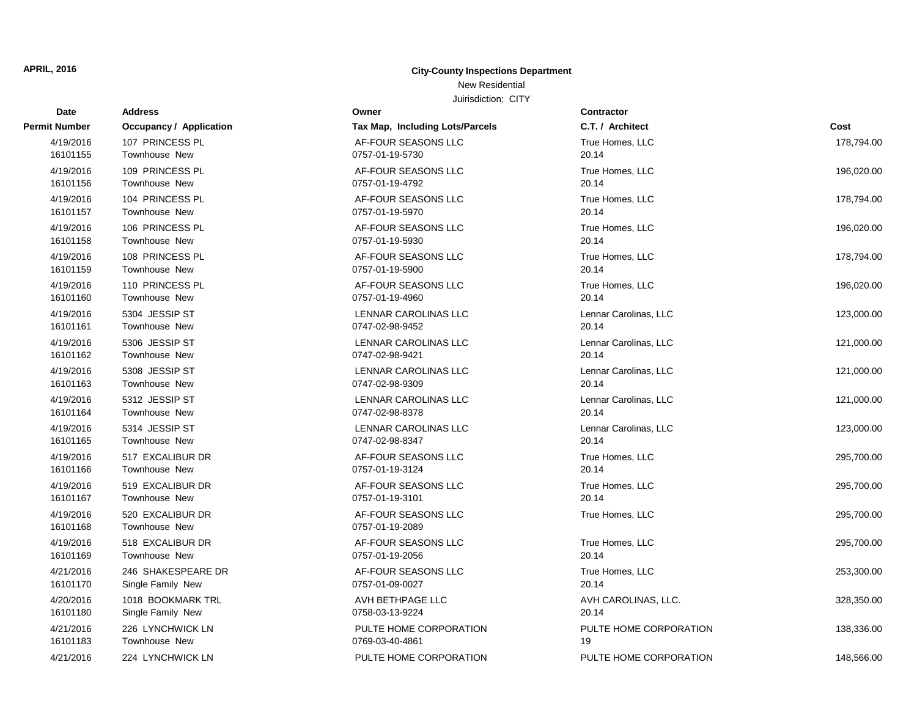**APRIL, 2016**

**City-County Inspections Department**

New Residential

Juirisdiction: CITY

| Date<br>Permit Number | Address<br>Occupancy / Application | Owner<br>Tax Map, Including Lots/Parcels | Contractor<br>C.T. / Architect | Cost |
|---|---|---|---|---|
| 4/19/2016<br>16101155 | 107 PRINCESS PL<br>Townhouse New | AF-FOUR SEASONS LLC<br>0757-01-19-5730 | True Homes, LLC<br>20.14 | 178,794.00 |
| 4/19/2016<br>16101156 | 109 PRINCESS PL<br>Townhouse New | AF-FOUR SEASONS LLC<br>0757-01-19-4792 | True Homes, LLC<br>20.14 | 196,020.00 |
| 4/19/2016<br>16101157 | 104 PRINCESS PL<br>Townhouse New | AF-FOUR SEASONS LLC<br>0757-01-19-5970 | True Homes, LLC<br>20.14 | 178,794.00 |
| 4/19/2016<br>16101158 | 106 PRINCESS PL<br>Townhouse New | AF-FOUR SEASONS LLC<br>0757-01-19-5930 | True Homes, LLC<br>20.14 | 196,020.00 |
| 4/19/2016<br>16101159 | 108 PRINCESS PL<br>Townhouse New | AF-FOUR SEASONS LLC<br>0757-01-19-5900 | True Homes, LLC<br>20.14 | 178,794.00 |
| 4/19/2016<br>16101160 | 110 PRINCESS PL<br>Townhouse New | AF-FOUR SEASONS LLC<br>0757-01-19-4960 | True Homes, LLC<br>20.14 | 196,020.00 |
| 4/19/2016<br>16101161 | 5304 JESSIP ST<br>Townhouse New | LENNAR CAROLINAS LLC<br>0747-02-98-9452 | Lennar Carolinas, LLC<br>20.14 | 123,000.00 |
| 4/19/2016<br>16101162 | 5306 JESSIP ST<br>Townhouse New | LENNAR CAROLINAS LLC<br>0747-02-98-9421 | Lennar Carolinas, LLC<br>20.14 | 121,000.00 |
| 4/19/2016<br>16101163 | 5308 JESSIP ST<br>Townhouse New | LENNAR CAROLINAS LLC<br>0747-02-98-9309 | Lennar Carolinas, LLC<br>20.14 | 121,000.00 |
| 4/19/2016<br>16101164 | 5312 JESSIP ST<br>Townhouse New | LENNAR CAROLINAS LLC<br>0747-02-98-8378 | Lennar Carolinas, LLC<br>20.14 | 121,000.00 |
| 4/19/2016<br>16101165 | 5314 JESSIP ST<br>Townhouse New | LENNAR CAROLINAS LLC<br>0747-02-98-8347 | Lennar Carolinas, LLC<br>20.14 | 123,000.00 |
| 4/19/2016<br>16101166 | 517 EXCALIBUR DR<br>Townhouse New | AF-FOUR SEASONS LLC<br>0757-01-19-3124 | True Homes, LLC<br>20.14 | 295,700.00 |
| 4/19/2016<br>16101167 | 519 EXCALIBUR DR<br>Townhouse New | AF-FOUR SEASONS LLC<br>0757-01-19-3101 | True Homes, LLC<br>20.14 | 295,700.00 |
| 4/19/2016<br>16101168 | 520 EXCALIBUR DR<br>Townhouse New | AF-FOUR SEASONS LLC<br>0757-01-19-2089 | True Homes, LLC | 295,700.00 |
| 4/19/2016<br>16101169 | 518 EXCALIBUR DR<br>Townhouse New | AF-FOUR SEASONS LLC<br>0757-01-19-2056 | True Homes, LLC<br>20.14 | 295,700.00 |
| 4/21/2016<br>16101170 | 246 SHAKESPEARE DR<br>Single Family New | AF-FOUR SEASONS LLC<br>0757-01-09-0027 | True Homes, LLC<br>20.14 | 253,300.00 |
| 4/20/2016<br>16101180 | 1018 BOOKMARK TRL<br>Single Family New | AVH BETHPAGE LLC<br>0758-03-13-9224 | AVH CAROLINAS, LLC.<br>20.14 | 328,350.00 |
| 4/21/2016<br>16101183 | 226 LYNCHWICK LN<br>Townhouse New | PULTE HOME CORPORATION<br>0769-03-40-4861 | PULTE HOME CORPORATION<br>19 | 138,336.00 |
| 4/21/2016 | 224 LYNCHWICK LN | PULTE HOME CORPORATION | PULTE HOME CORPORATION | 148,566.00 |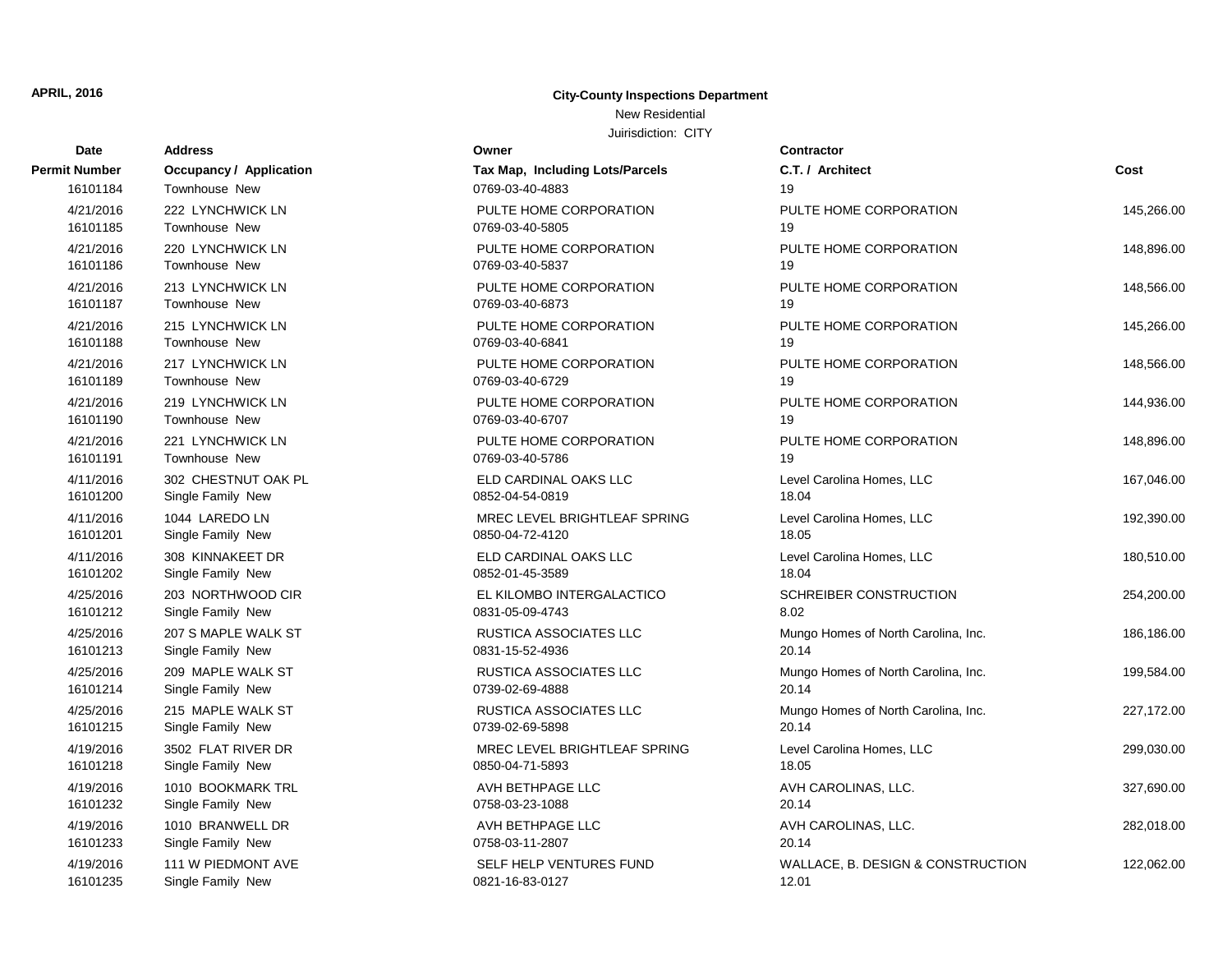**APRIL, 2016**

**City-County Inspections Department**

New Residential

Juirisdiction: CITY

| Date / Permit Number | Address / Occupancy / Application | Owner / Tax Map, Including Lots/Parcels | Contractor / C.T. / Architect | Cost |
|---|---|---|---|---|
| 16101184 | Townhouse New | 0769-03-40-4883 | 19 | |
| 4/21/2016 | 222 LYNCHWICK LN | PULTE HOME CORPORATION | PULTE HOME CORPORATION | 145,266.00 |
| 16101185 | Townhouse New | 0769-03-40-5805 | 19 | |
| 4/21/2016 | 220 LYNCHWICK LN | PULTE HOME CORPORATION | PULTE HOME CORPORATION | 148,896.00 |
| 16101186 | Townhouse New | 0769-03-40-5837 | 19 | |
| 4/21/2016 | 213 LYNCHWICK LN | PULTE HOME CORPORATION | PULTE HOME CORPORATION | 148,566.00 |
| 16101187 | Townhouse New | 0769-03-40-6873 | 19 | |
| 4/21/2016 | 215 LYNCHWICK LN | PULTE HOME CORPORATION | PULTE HOME CORPORATION | 145,266.00 |
| 16101188 | Townhouse New | 0769-03-40-6841 | 19 | |
| 4/21/2016 | 217 LYNCHWICK LN | PULTE HOME CORPORATION | PULTE HOME CORPORATION | 148,566.00 |
| 16101189 | Townhouse New | 0769-03-40-6729 | 19 | |
| 4/21/2016 | 219 LYNCHWICK LN | PULTE HOME CORPORATION | PULTE HOME CORPORATION | 144,936.00 |
| 16101190 | Townhouse New | 0769-03-40-6707 | 19 | |
| 4/21/2016 | 221 LYNCHWICK LN | PULTE HOME CORPORATION | PULTE HOME CORPORATION | 148,896.00 |
| 16101191 | Townhouse New | 0769-03-40-5786 | 19 | |
| 4/11/2016 | 302 CHESTNUT OAK PL | ELD CARDINAL OAKS LLC | Level Carolina Homes, LLC | 167,046.00 |
| 16101200 | Single Family New | 0852-04-54-0819 | 18.04 | |
| 4/11/2016 | 1044 LAREDO LN | MREC LEVEL BRIGHTLEAF SPRING | Level Carolina Homes, LLC | 192,390.00 |
| 16101201 | Single Family New | 0850-04-72-4120 | 18.05 | |
| 4/11/2016 | 308 KINNAKEET DR | ELD CARDINAL OAKS LLC | Level Carolina Homes, LLC | 180,510.00 |
| 16101202 | Single Family New | 0852-01-45-3589 | 18.04 | |
| 4/25/2016 | 203 NORTHWOOD CIR | EL KILOMBO INTERGALACTICO | SCHREIBER CONSTRUCTION | 254,200.00 |
| 16101212 | Single Family New | 0831-05-09-4743 | 8.02 | |
| 4/25/2016 | 207 S MAPLE WALK ST | RUSTICA ASSOCIATES LLC | Mungo Homes of North Carolina, Inc. | 186,186.00 |
| 16101213 | Single Family New | 0831-15-52-4936 | 20.14 | |
| 4/25/2016 | 209 MAPLE WALK ST | RUSTICA ASSOCIATES LLC | Mungo Homes of North Carolina, Inc. | 199,584.00 |
| 16101214 | Single Family New | 0739-02-69-4888 | 20.14 | |
| 4/25/2016 | 215 MAPLE WALK ST | RUSTICA ASSOCIATES LLC | Mungo Homes of North Carolina, Inc. | 227,172.00 |
| 16101215 | Single Family New | 0739-02-69-5898 | 20.14 | |
| 4/19/2016 | 3502 FLAT RIVER DR | MREC LEVEL BRIGHTLEAF SPRING | Level Carolina Homes, LLC | 299,030.00 |
| 16101218 | Single Family New | 0850-04-71-5893 | 18.05 | |
| 4/19/2016 | 1010 BOOKMARK TRL | AVH BETHPAGE LLC | AVH CAROLINAS, LLC. | 327,690.00 |
| 16101232 | Single Family New | 0758-03-23-1088 | 20.14 | |
| 4/19/2016 | 1010 BRANWELL DR | AVH BETHPAGE LLC | AVH CAROLINAS, LLC. | 282,018.00 |
| 16101233 | Single Family New | 0758-03-11-2807 | 20.14 | |
| 4/19/2016 | 111 W PIEDMONT AVE | SELF HELP VENTURES FUND | WALLACE, B. DESIGN & CONSTRUCTION | 122,062.00 |
| 16101235 | Single Family New | 0821-16-83-0127 | 12.01 | |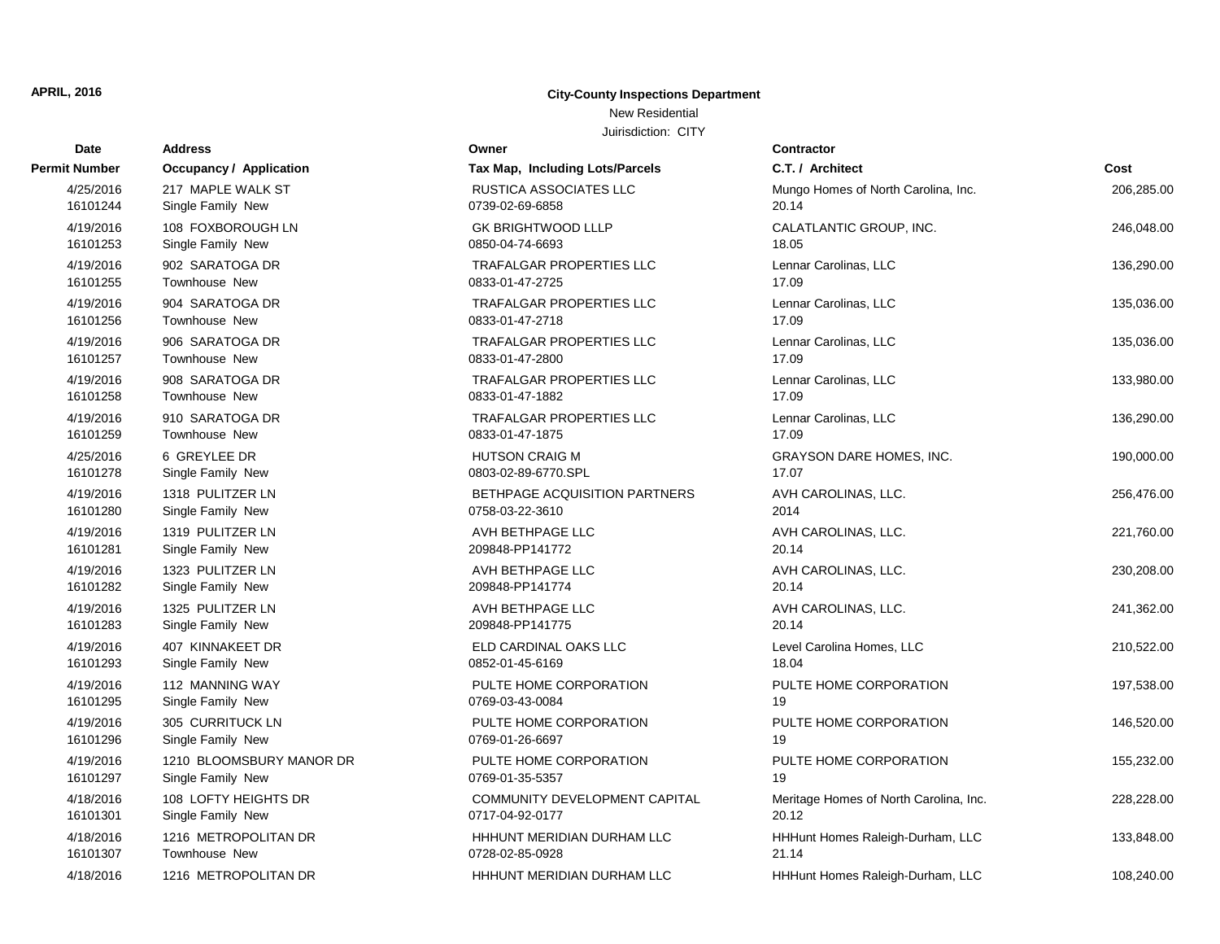APRIL, 2016

**City-County Inspections Department**

New Residential

Juirisdiction: CITY

| Date<br>Permit Number | Address<br>Occupancy / Application | Owner<br>Tax Map, Including Lots/Parcels | Contractor<br>C.T. / Architect | Cost |
|---|---|---|---|---|
| 4/25/2016<br>16101244 | 217 MAPLE WALK ST<br>Single Family New | RUSTICA ASSOCIATES LLC<br>0739-02-69-6858 | Mungo Homes of North Carolina, Inc.<br>20.14 | 206,285.00 |
| 4/19/2016<br>16101253 | 108 FOXBOROUGH LN<br>Single Family New | GK BRIGHTWOOD LLLP<br>0850-04-74-6693 | CALATLANTIC GROUP, INC.<br>18.05 | 246,048.00 |
| 4/19/2016<br>16101255 | 902 SARATOGA DR<br>Townhouse New | TRAFALGAR PROPERTIES LLC<br>0833-01-47-2725 | Lennar Carolinas, LLC<br>17.09 | 136,290.00 |
| 4/19/2016<br>16101256 | 904 SARATOGA DR<br>Townhouse New | TRAFALGAR PROPERTIES LLC<br>0833-01-47-2718 | Lennar Carolinas, LLC<br>17.09 | 135,036.00 |
| 4/19/2016<br>16101257 | 906 SARATOGA DR<br>Townhouse New | TRAFALGAR PROPERTIES LLC<br>0833-01-47-2800 | Lennar Carolinas, LLC<br>17.09 | 135,036.00 |
| 4/19/2016<br>16101258 | 908 SARATOGA DR<br>Townhouse New | TRAFALGAR PROPERTIES LLC<br>0833-01-47-1882 | Lennar Carolinas, LLC<br>17.09 | 133,980.00 |
| 4/19/2016<br>16101259 | 910 SARATOGA DR<br>Townhouse New | TRAFALGAR PROPERTIES LLC<br>0833-01-47-1875 | Lennar Carolinas, LLC<br>17.09 | 136,290.00 |
| 4/25/2016<br>16101278 | 6 GREYLEE DR<br>Single Family New | HUTSON CRAIG M<br>0803-02-89-6770.SPL | GRAYSON DARE HOMES, INC.<br>17.07 | 190,000.00 |
| 4/19/2016<br>16101280 | 1318 PULITZER LN<br>Single Family New | BETHPAGE ACQUISITION PARTNERS<br>0758-03-22-3610 | AVH CAROLINAS, LLC.<br>2014 | 256,476.00 |
| 4/19/2016<br>16101281 | 1319 PULITZER LN<br>Single Family New | AVH BETHPAGE LLC<br>209848-PP141772 | AVH CAROLINAS, LLC.<br>20.14 | 221,760.00 |
| 4/19/2016<br>16101282 | 1323 PULITZER LN<br>Single Family New | AVH BETHPAGE LLC<br>209848-PP141774 | AVH CAROLINAS, LLC.<br>20.14 | 230,208.00 |
| 4/19/2016<br>16101283 | 1325 PULITZER LN<br>Single Family New | AVH BETHPAGE LLC<br>209848-PP141775 | AVH CAROLINAS, LLC.<br>20.14 | 241,362.00 |
| 4/19/2016<br>16101293 | 407 KINNAKEET DR<br>Single Family New | ELD CARDINAL OAKS LLC<br>0852-01-45-6169 | Level Carolina Homes, LLC<br>18.04 | 210,522.00 |
| 4/19/2016<br>16101295 | 112 MANNING WAY<br>Single Family New | PULTE HOME CORPORATION<br>0769-03-43-0084 | PULTE HOME CORPORATION<br>19 | 197,538.00 |
| 4/19/2016<br>16101296 | 305 CURRITUCK LN<br>Single Family New | PULTE HOME CORPORATION<br>0769-01-26-6697 | PULTE HOME CORPORATION<br>19 | 146,520.00 |
| 4/19/2016<br>16101297 | 1210 BLOOMSBURY MANOR DR<br>Single Family New | PULTE HOME CORPORATION<br>0769-01-35-5357 | PULTE HOME CORPORATION<br>19 | 155,232.00 |
| 4/18/2016<br>16101301 | 108 LOFTY HEIGHTS DR<br>Single Family New | COMMUNITY DEVELOPMENT CAPITAL<br>0717-04-92-0177 | Meritage Homes of North Carolina, Inc.<br>20.12 | 228,228.00 |
| 4/18/2016<br>16101307 | 1216 METROPOLITAN DR<br>Townhouse New | HHHUNT MERIDIAN DURHAM LLC<br>0728-02-85-0928 | HHHunt Homes Raleigh-Durham, LLC<br>21.14 | 133,848.00 |
| 4/18/2016 | 1216 METROPOLITAN DR | HHHUNT MERIDIAN DURHAM LLC | HHHunt Homes Raleigh-Durham, LLC | 108,240.00 |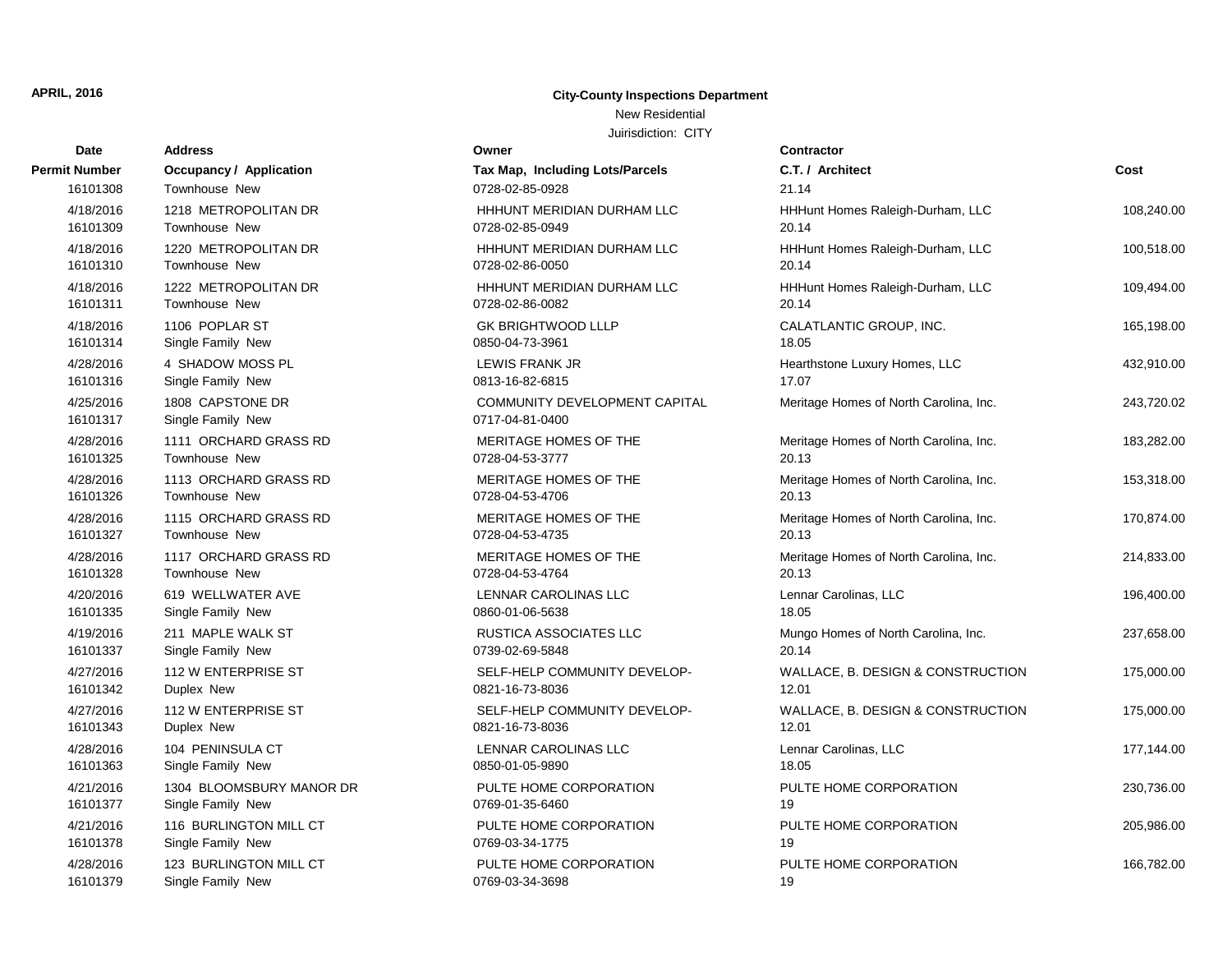APRIL, 2016

**City-County Inspections Department**

New Residential

Juirisdiction: CITY

| Date / Permit Number | Address / Occupancy / Application | Owner / Tax Map, Including Lots/Parcels | Contractor / C.T. / Architect | Cost |
|---|---|---|---|---|
| 16101308 | Townhouse New | 0728-02-85-0928 | 21.14 | |
| 4/18/2016 | 1218 METROPOLITAN DR | HHHUNT MERIDIAN DURHAM LLC | HHHunt Homes Raleigh-Durham, LLC | 108,240.00 |
| 16101309 | Townhouse New | 0728-02-85-0949 | 20.14 | |
| 4/18/2016 | 1220 METROPOLITAN DR | HHHUNT MERIDIAN DURHAM LLC | HHHunt Homes Raleigh-Durham, LLC | 100,518.00 |
| 16101310 | Townhouse New | 0728-02-86-0050 | 20.14 | |
| 4/18/2016 | 1222 METROPOLITAN DR | HHHUNT MERIDIAN DURHAM LLC | HHHunt Homes Raleigh-Durham, LLC | 109,494.00 |
| 16101311 | Townhouse New | 0728-02-86-0082 | 20.14 | |
| 4/18/2016 | 1106 POPLAR ST | GK BRIGHTWOOD LLLP | CALATLANTIC GROUP, INC. | 165,198.00 |
| 16101314 | Single Family New | 0850-04-73-3961 | 18.05 | |
| 4/28/2016 | 4 SHADOW MOSS PL | LEWIS FRANK JR | Hearthstone Luxury Homes, LLC | 432,910.00 |
| 16101316 | Single Family New | 0813-16-82-6815 | 17.07 | |
| 4/25/2016 | 1808 CAPSTONE DR | COMMUNITY DEVELOPMENT CAPITAL | Meritage Homes of North Carolina, Inc. | 243,720.02 |
| 16101317 | Single Family New | 0717-04-81-0400 | | |
| 4/28/2016 | 1111 ORCHARD GRASS RD | MERITAGE HOMES OF THE | Meritage Homes of North Carolina, Inc. | 183,282.00 |
| 16101325 | Townhouse New | 0728-04-53-3777 | 20.13 | |
| 4/28/2016 | 1113 ORCHARD GRASS RD | MERITAGE HOMES OF THE | Meritage Homes of North Carolina, Inc. | 153,318.00 |
| 16101326 | Townhouse New | 0728-04-53-4706 | 20.13 | |
| 4/28/2016 | 1115 ORCHARD GRASS RD | MERITAGE HOMES OF THE | Meritage Homes of North Carolina, Inc. | 170,874.00 |
| 16101327 | Townhouse New | 0728-04-53-4735 | 20.13 | |
| 4/28/2016 | 1117 ORCHARD GRASS RD | MERITAGE HOMES OF THE | Meritage Homes of North Carolina, Inc. | 214,833.00 |
| 16101328 | Townhouse New | 0728-04-53-4764 | 20.13 | |
| 4/20/2016 | 619 WELLWATER AVE | LENNAR CAROLINAS LLC | Lennar Carolinas, LLC | 196,400.00 |
| 16101335 | Single Family New | 0860-01-06-5638 | 18.05 | |
| 4/19/2016 | 211 MAPLE WALK ST | RUSTICA ASSOCIATES LLC | Mungo Homes of North Carolina, Inc. | 237,658.00 |
| 16101337 | Single Family New | 0739-02-69-5848 | 20.14 | |
| 4/27/2016 | 112 W ENTERPRISE ST | SELF-HELP COMMUNITY DEVELOP- | WALLACE, B. DESIGN & CONSTRUCTION | 175,000.00 |
| 16101342 | Duplex New | 0821-16-73-8036 | 12.01 | |
| 4/27/2016 | 112 W ENTERPRISE ST | SELF-HELP COMMUNITY DEVELOP- | WALLACE, B. DESIGN & CONSTRUCTION | 175,000.00 |
| 16101343 | Duplex New | 0821-16-73-8036 | 12.01 | |
| 4/28/2016 | 104 PENINSULA CT | LENNAR CAROLINAS LLC | Lennar Carolinas, LLC | 177,144.00 |
| 16101363 | Single Family New | 0850-01-05-9890 | 18.05 | |
| 4/21/2016 | 1304 BLOOMSBURY MANOR DR | PULTE HOME CORPORATION | PULTE HOME CORPORATION | 230,736.00 |
| 16101377 | Single Family New | 0769-01-35-6460 | 19 | |
| 4/21/2016 | 116 BURLINGTON MILL CT | PULTE HOME CORPORATION | PULTE HOME CORPORATION | 205,986.00 |
| 16101378 | Single Family New | 0769-03-34-1775 | 19 | |
| 4/28/2016 | 123 BURLINGTON MILL CT | PULTE HOME CORPORATION | PULTE HOME CORPORATION | 166,782.00 |
| 16101379 | Single Family New | 0769-03-34-3698 | 19 | |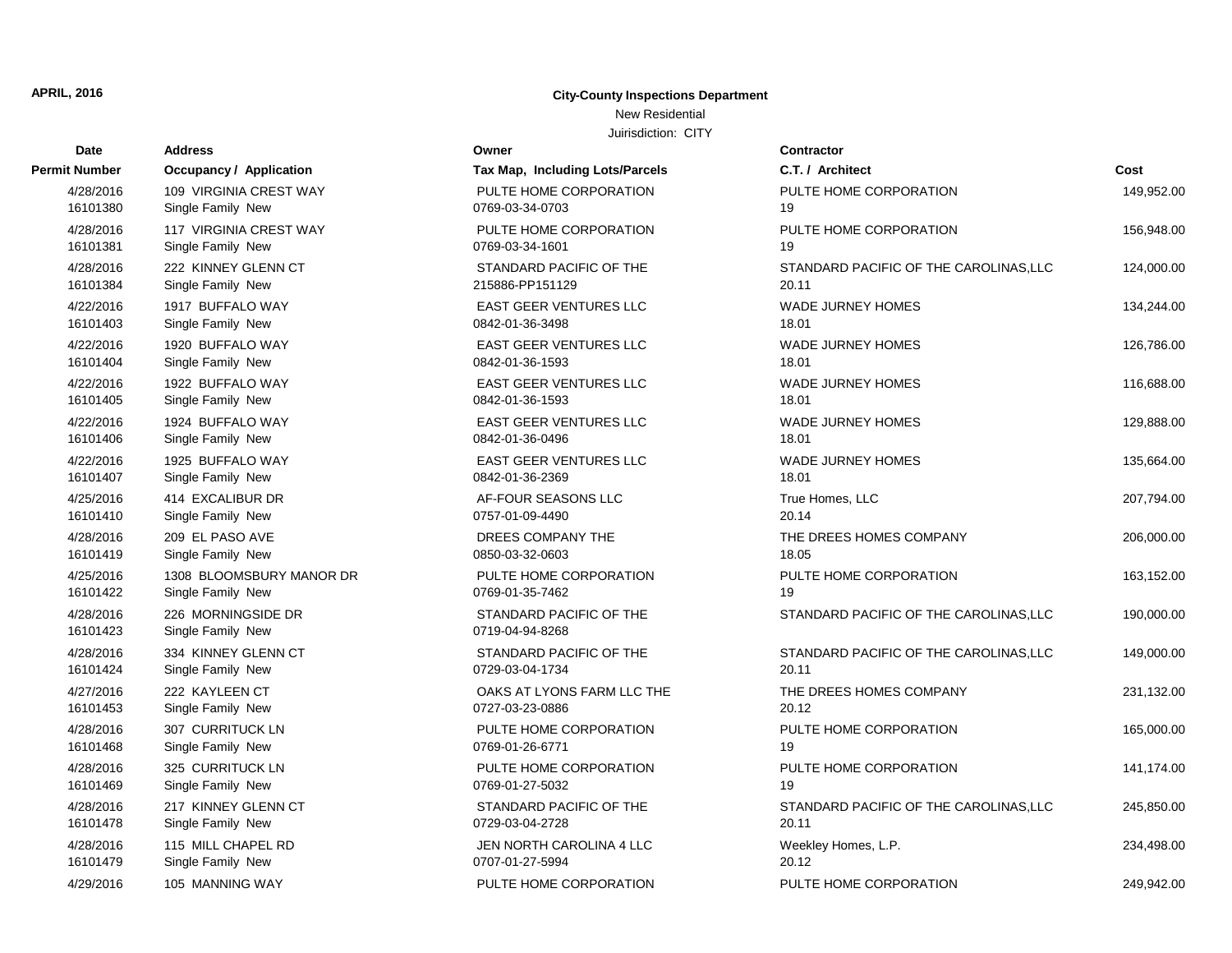**APRIL, 2016**

**City-County Inspections Department**

New Residential

Juirisdiction: CITY

| Date / Permit Number | Address / Occupancy / Application | Owner / Tax Map, Including Lots/Parcels | Contractor / C.T. / Architect | Cost |
|---|---|---|---|---|
| 4/28/2016<br>16101380 | 109 VIRGINIA CREST WAY<br>Single Family New | PULTE HOME CORPORATION<br>0769-03-34-0703 | PULTE HOME CORPORATION<br>19 | 149,952.00 |
| 4/28/2016<br>16101381 | 117 VIRGINIA CREST WAY<br>Single Family New | PULTE HOME CORPORATION<br>0769-03-34-1601 | PULTE HOME CORPORATION<br>19 | 156,948.00 |
| 4/28/2016<br>16101384 | 222 KINNEY GLENN CT<br>Single Family New | STANDARD PACIFIC OF THE<br>215886-PP151129 | STANDARD PACIFIC OF THE CAROLINAS,LLC<br>20.11 | 124,000.00 |
| 4/22/2016<br>16101403 | 1917 BUFFALO WAY<br>Single Family New | EAST GEER VENTURES LLC<br>0842-01-36-3498 | WADE JURNEY HOMES<br>18.01 | 134,244.00 |
| 4/22/2016<br>16101404 | 1920 BUFFALO WAY<br>Single Family New | EAST GEER VENTURES LLC<br>0842-01-36-1593 | WADE JURNEY HOMES<br>18.01 | 126,786.00 |
| 4/22/2016<br>16101405 | 1922 BUFFALO WAY<br>Single Family New | EAST GEER VENTURES LLC<br>0842-01-36-1593 | WADE JURNEY HOMES<br>18.01 | 116,688.00 |
| 4/22/2016<br>16101406 | 1924 BUFFALO WAY<br>Single Family New | EAST GEER VENTURES LLC<br>0842-01-36-0496 | WADE JURNEY HOMES<br>18.01 | 129,888.00 |
| 4/22/2016<br>16101407 | 1925 BUFFALO WAY<br>Single Family New | EAST GEER VENTURES LLC<br>0842-01-36-2369 | WADE JURNEY HOMES<br>18.01 | 135,664.00 |
| 4/25/2016<br>16101410 | 414 EXCALIBUR DR<br>Single Family New | AF-FOUR SEASONS LLC<br>0757-01-09-4490 | True Homes, LLC<br>20.14 | 207,794.00 |
| 4/28/2016<br>16101419 | 209 EL PASO AVE<br>Single Family New | DREES COMPANY THE<br>0850-03-32-0603 | THE DREES HOMES COMPANY<br>18.05 | 206,000.00 |
| 4/25/2016<br>16101422 | 1308 BLOOMSBURY MANOR DR<br>Single Family New | PULTE HOME CORPORATION<br>0769-01-35-7462 | PULTE HOME CORPORATION<br>19 | 163,152.00 |
| 4/28/2016<br>16101423 | 226 MORNINGSIDE DR<br>Single Family New | STANDARD PACIFIC OF THE<br>0719-04-94-8268 | STANDARD PACIFIC OF THE CAROLINAS,LLC | 190,000.00 |
| 4/28/2016<br>16101424 | 334 KINNEY GLENN CT<br>Single Family New | STANDARD PACIFIC OF THE<br>0729-03-04-1734 | STANDARD PACIFIC OF THE CAROLINAS,LLC<br>20.11 | 149,000.00 |
| 4/27/2016<br>16101453 | 222 KAYLEEN CT<br>Single Family New | OAKS AT LYONS FARM LLC THE<br>0727-03-23-0886 | THE DREES HOMES COMPANY<br>20.12 | 231,132.00 |
| 4/28/2016<br>16101468 | 307 CURRITUCK LN<br>Single Family New | PULTE HOME CORPORATION<br>0769-01-26-6771 | PULTE HOME CORPORATION<br>19 | 165,000.00 |
| 4/28/2016<br>16101469 | 325 CURRITUCK LN<br>Single Family New | PULTE HOME CORPORATION<br>0769-01-27-5032 | PULTE HOME CORPORATION<br>19 | 141,174.00 |
| 4/28/2016<br>16101478 | 217 KINNEY GLENN CT<br>Single Family New | STANDARD PACIFIC OF THE<br>0729-03-04-2728 | STANDARD PACIFIC OF THE CAROLINAS,LLC<br>20.11 | 245,850.00 |
| 4/28/2016<br>16101479 | 115 MILL CHAPEL RD<br>Single Family New | JEN NORTH CAROLINA 4 LLC<br>0707-01-27-5994 | Weekley Homes, L.P.<br>20.12 | 234,498.00 |
| 4/29/2016 | 105 MANNING WAY | PULTE HOME CORPORATION | PULTE HOME CORPORATION | 249,942.00 |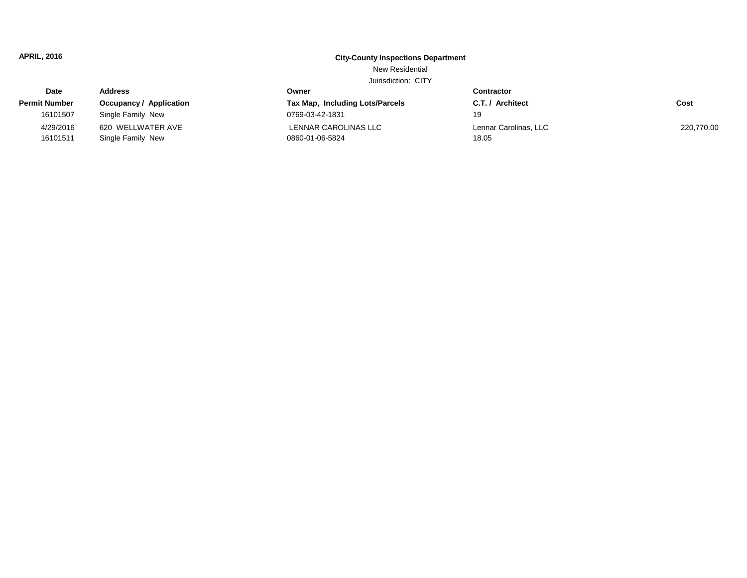**APRIL, 2016**

**City-County Inspections Department**

New Residential

Juirisdiction: CITY

| **Date**<br>**Permit Number** | **Address**<br>**Occupancy / Application** | **Owner**<br>**Tax Map, Including Lots/Parcels** | **Contractor**<br>**C.T. / Architect** | **Cost** |
|---|---|---|---|---|
| 16101507 | Single Family New | 0769-03-42-1831 | 19 | |
| 4/29/2016<br>16101511 | 620 WELLWATER AVE<br>Single Family New | LENNAR CAROLINAS LLC<br>0860-01-06-5824 | Lennar Carolinas, LLC<br>18.05 | 220,770.00 |